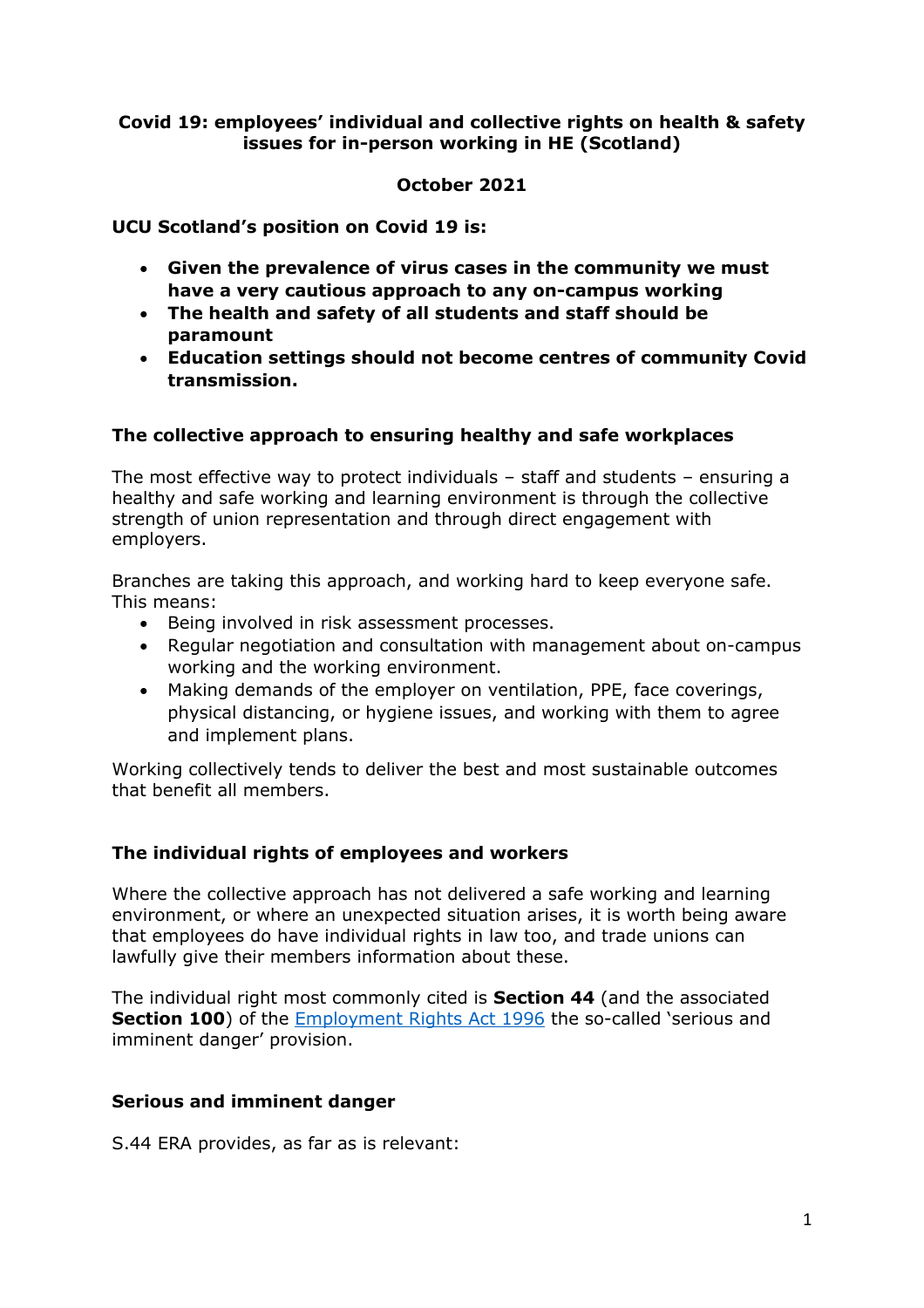**Covid 19: employees' individual and collective rights on health & safety issues for in-person working in HE (Scotland)**

**October 2021**

**UCU Scotland's position on Covid 19 is:**

- **Given the prevalence of virus cases in the community we must have a very cautious approach to any on-campus working**
- **The health and safety of all students and staff should be paramount**
- **Education settings should not become centres of community Covid transmission.**

## The collective approach to ensuring healthy and safe workplaces

The most effective way to protect individuals – staff and students – ensuring a healthy and safe working and learning environment is through the collective strength of union representation and through direct engagement with employers.

Branches are taking this approach, and working hard to keep everyone safe. This means:

- Being involved in risk assessment processes.
- Regular negotiation and consultation with management about on-campus working and the working environment.
- Making demands of the employer on ventilation, PPE, face coverings, physical distancing, or hygiene issues, and working with them to agree and implement plans.

Working collectively tends to deliver the best and most sustainable outcomes that benefit all members.

## The individual rights of employees and workers

Where the collective approach has not delivered a safe working and learning environment, or where an unexpected situation arises, it is worth being aware that employees do have individual rights in law too, and trade unions can lawfully give their members information about these.

The individual right most commonly cited is **Section 44** (and the associated **Section 100**) of the Employment Rights Act 1996 the so-called 'serious and imminent danger' provision.

## Serious and imminent danger

S.44 ERA provides, as far as is relevant: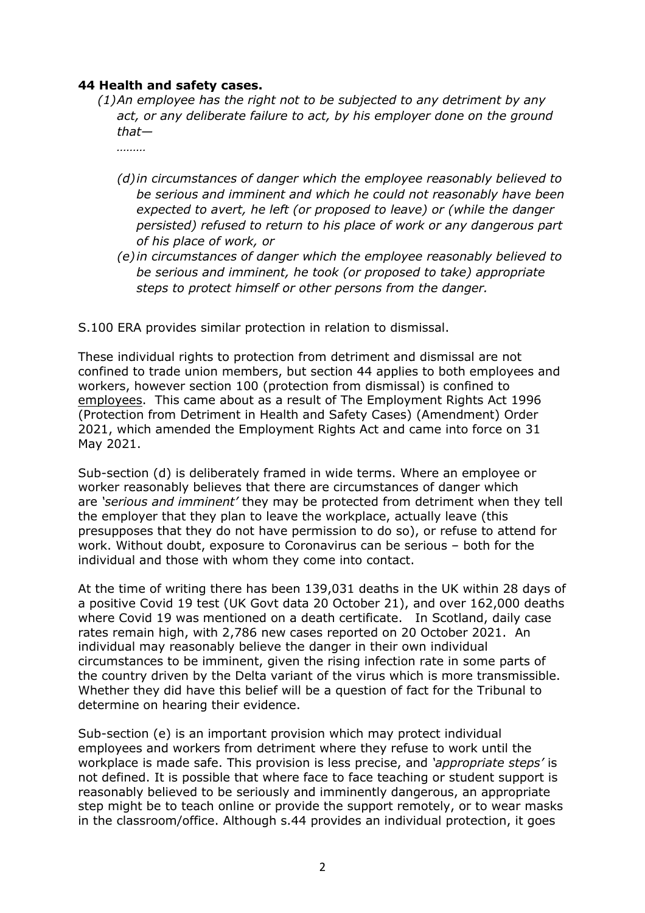**44 Health and safety cases.**

*(1)An employee has the right not to be subjected to any detriment by any act, or any deliberate failure to act, by his employer done on the ground that—*

*………*

*(d)in circumstances of danger which the employee reasonably believed to be serious and imminent and which he could not reasonably have been expected to avert, he left (or proposed to leave) or (while the danger persisted) refused to return to his place of work or any dangerous part of his place of work, or*

*(e)in circumstances of danger which the employee reasonably believed to be serious and imminent, he took (or proposed to take) appropriate steps to protect himself or other persons from the danger.*

S.100 ERA provides similar protection in relation to dismissal.

These individual rights to protection from detriment and dismissal are not confined to trade union members, but section 44 applies to both employees and workers, however section 100 (protection from dismissal) is confined to employees. This came about as a result of The Employment Rights Act 1996 (Protection from Detriment in Health and Safety Cases) (Amendment) Order 2021, which amended the Employment Rights Act and came into force on 31 May 2021.

Sub-section (d) is deliberately framed in wide terms. Where an employee or worker reasonably believes that there are circumstances of danger which are *'serious and imminent'* they may be protected from detriment when they tell the employer that they plan to leave the workplace, actually leave (this presupposes that they do not have permission to do so), or refuse to attend for work. Without doubt, exposure to Coronavirus can be serious – both for the individual and those with whom they come into contact.

At the time of writing there has been 139,031 deaths in the UK within 28 days of a positive Covid 19 test (UK Govt data 20 October 21), and over 162,000 deaths where Covid 19 was mentioned on a death certificate. In Scotland, daily case rates remain high, with 2,786 new cases reported on 20 October 2021. An individual may reasonably believe the danger in their own individual circumstances to be imminent, given the rising infection rate in some parts of the country driven by the Delta variant of the virus which is more transmissible. Whether they did have this belief will be a question of fact for the Tribunal to determine on hearing their evidence.

Sub-section (e) is an important provision which may protect individual employees and workers from detriment where they refuse to work until the workplace is made safe. This provision is less precise, and *'appropriate steps'* is not defined. It is possible that where face to face teaching or student support is reasonably believed to be seriously and imminently dangerous, an appropriate step might be to teach online or provide the support remotely, or to wear masks in the classroom/office. Although s.44 provides an individual protection, it goes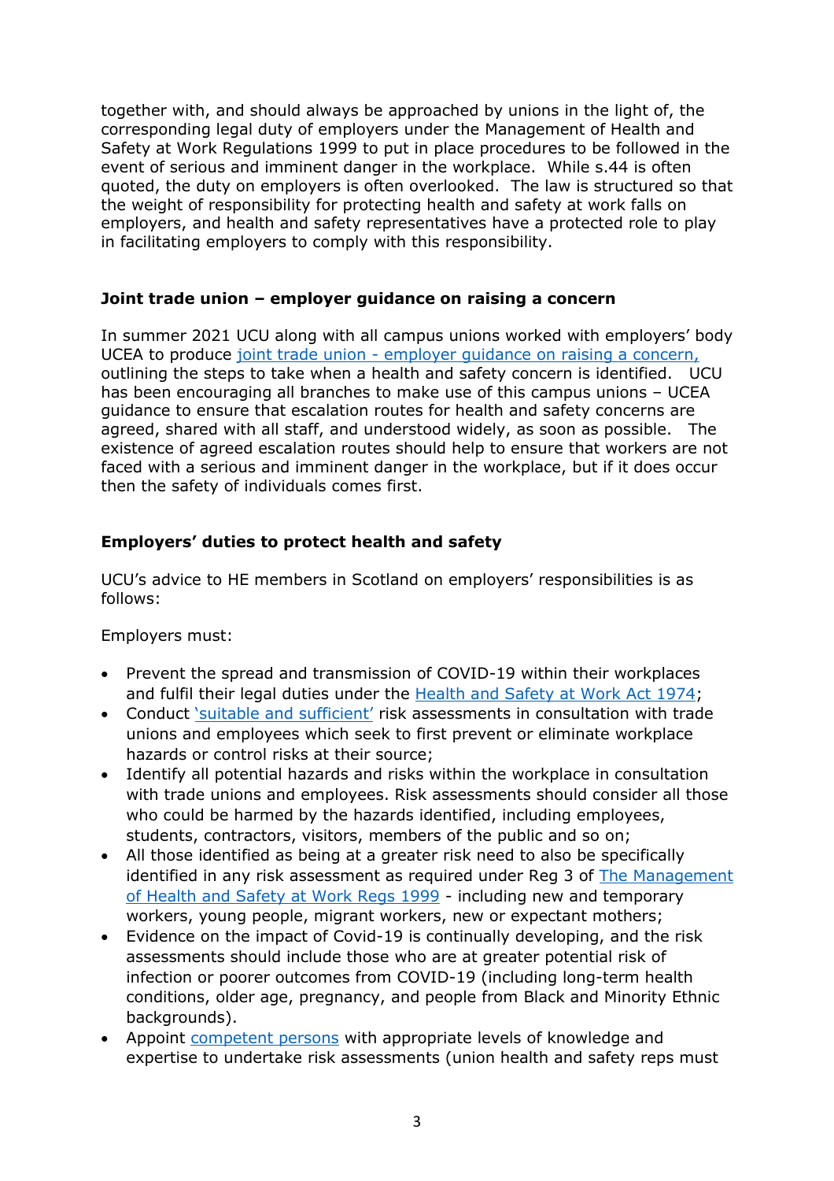together with, and should always be approached by unions in the light of, the corresponding legal duty of employers under the Management of Health and Safety at Work Regulations 1999 to put in place procedures to be followed in the event of serious and imminent danger in the workplace. While s.44 is often quoted, the duty on employers is often overlooked. The law is structured so that the weight of responsibility for protecting health and safety at work falls on employers, and health and safety representatives have a protected role to play in facilitating employers to comply with this responsibility.

### Joint trade union – employer guidance on raising a concern

In summer 2021 UCU along with all campus unions worked with employers' body UCEA to produce joint trade union - employer guidance on raising a concern, outlining the steps to take when a health and safety concern is identified. UCU has been encouraging all branches to make use of this campus unions – UCEA guidance to ensure that escalation routes for health and safety concerns are agreed, shared with all staff, and understood widely, as soon as possible. The existence of agreed escalation routes should help to ensure that workers are not faced with a serious and imminent danger in the workplace, but if it does occur then the safety of individuals comes first.

### Employers' duties to protect health and safety

UCU's advice to HE members in Scotland on employers' responsibilities is as follows:

Employers must:

- Prevent the spread and transmission of COVID-19 within their workplaces and fulfil their legal duties under the Health and Safety at Work Act 1974;
- Conduct 'suitable and sufficient' risk assessments in consultation with trade unions and employees which seek to first prevent or eliminate workplace hazards or control risks at their source;
- Identify all potential hazards and risks within the workplace in consultation with trade unions and employees. Risk assessments should consider all those who could be harmed by the hazards identified, including employees, students, contractors, visitors, members of the public and so on;
- All those identified as being at a greater risk need to also be specifically identified in any risk assessment as required under Reg 3 of The Management of Health and Safety at Work Regs 1999 - including new and temporary workers, young people, migrant workers, new or expectant mothers;
- Evidence on the impact of Covid-19 is continually developing, and the risk assessments should include those who are at greater potential risk of infection or poorer outcomes from COVID-19 (including long-term health conditions, older age, pregnancy, and people from Black and Minority Ethnic backgrounds).
- Appoint competent persons with appropriate levels of knowledge and expertise to undertake risk assessments (union health and safety reps must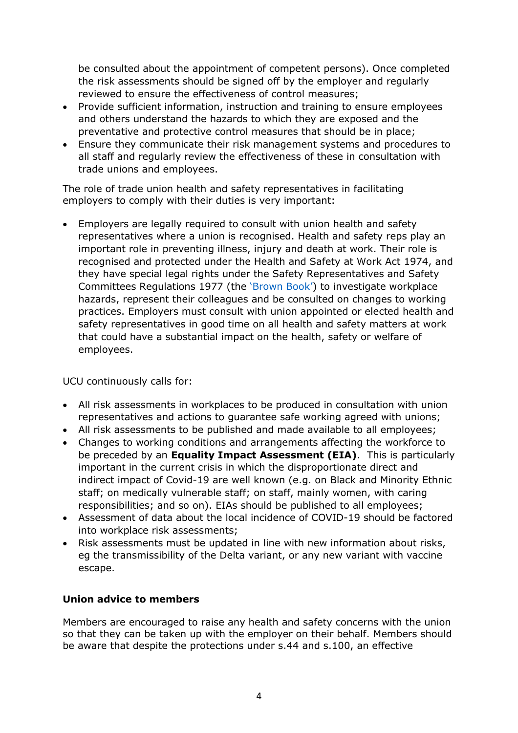be consulted about the appointment of competent persons). Once completed the risk assessments should be signed off by the employer and regularly reviewed to ensure the effectiveness of control measures;

- Provide sufficient information, instruction and training to ensure employees and others understand the hazards to which they are exposed and the preventative and protective control measures that should be in place;
- Ensure they communicate their risk management systems and procedures to all staff and regularly review the effectiveness of these in consultation with trade unions and employees.

The role of trade union health and safety representatives in facilitating employers to comply with their duties is very important:

- Employers are legally required to consult with union health and safety representatives where a union is recognised. Health and safety reps play an important role in preventing illness, injury and death at work. Their role is recognised and protected under the Health and Safety at Work Act 1974, and they have special legal rights under the Safety Representatives and Safety Committees Regulations 1977 (the 'Brown Book') to investigate workplace hazards, represent their colleagues and be consulted on changes to working practices. Employers must consult with union appointed or elected health and safety representatives in good time on all health and safety matters at work that could have a substantial impact on the health, safety or welfare of employees.

UCU continuously calls for:

- All risk assessments in workplaces to be produced in consultation with union representatives and actions to guarantee safe working agreed with unions;
- All risk assessments to be published and made available to all employees;
- Changes to working conditions and arrangements affecting the workforce to be preceded by an **Equality Impact Assessment (EIA)**. This is particularly important in the current crisis in which the disproportionate direct and indirect impact of Covid-19 are well known (e.g. on Black and Minority Ethnic staff; on medically vulnerable staff; on staff, mainly women, with caring responsibilities; and so on). EIAs should be published to all employees;
- Assessment of data about the local incidence of COVID-19 should be factored into workplace risk assessments;
- Risk assessments must be updated in line with new information about risks, eg the transmissibility of the Delta variant, or any new variant with vaccine escape.

**Union advice to members**

Members are encouraged to raise any health and safety concerns with the union so that they can be taken up with the employer on their behalf. Members should be aware that despite the protections under s.44 and s.100, an effective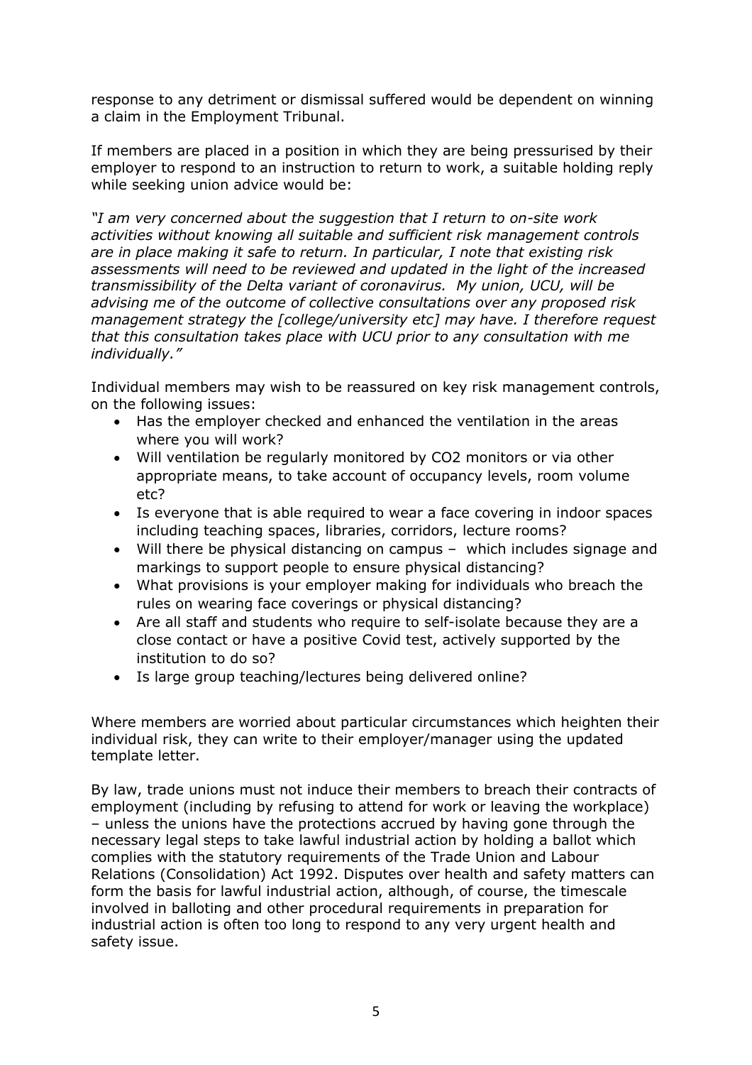response to any detriment or dismissal suffered would be dependent on winning a claim in the Employment Tribunal.

If members are placed in a position in which they are being pressurised by their employer to respond to an instruction to return to work, a suitable holding reply while seeking union advice would be:

*"I am very concerned about the suggestion that I return to on-site work activities without knowing all suitable and sufficient risk management controls are in place making it safe to return. In particular, I note that existing risk assessments will need to be reviewed and updated in the light of the increased transmissibility of the Delta variant of coronavirus. My union, UCU, will be advising me of the outcome of collective consultations over any proposed risk management strategy the [college/university etc] may have. I therefore request that this consultation takes place with UCU prior to any consultation with me individually."*

Individual members may wish to be reassured on key risk management controls, on the following issues:

- Has the employer checked and enhanced the ventilation in the areas where you will work?
- Will ventilation be regularly monitored by $CO_2$ monitors or via other appropriate means, to take account of occupancy levels, room volume etc?
- Is everyone that is able required to wear a face covering in indoor spaces including teaching spaces, libraries, corridors, lecture rooms?
- Will there be physical distancing on campus – which includes signage and markings to support people to ensure physical distancing?
- What provisions is your employer making for individuals who breach the rules on wearing face coverings or physical distancing?
- Are all staff and students who require to self-isolate because they are a close contact or have a positive Covid test, actively supported by the institution to do so?
- Is large group teaching/lectures being delivered online?

Where members are worried about particular circumstances which heighten their individual risk, they can write to their employer/manager using the updated template letter.

By law, trade unions must not induce their members to breach their contracts of employment (including by refusing to attend for work or leaving the workplace) – unless the unions have the protections accrued by having gone through the necessary legal steps to take lawful industrial action by holding a ballot which complies with the statutory requirements of the Trade Union and Labour Relations (Consolidation) Act 1992. Disputes over health and safety matters can form the basis for lawful industrial action, although, of course, the timescale involved in balloting and other procedural requirements in preparation for industrial action is often too long to respond to any very urgent health and safety issue.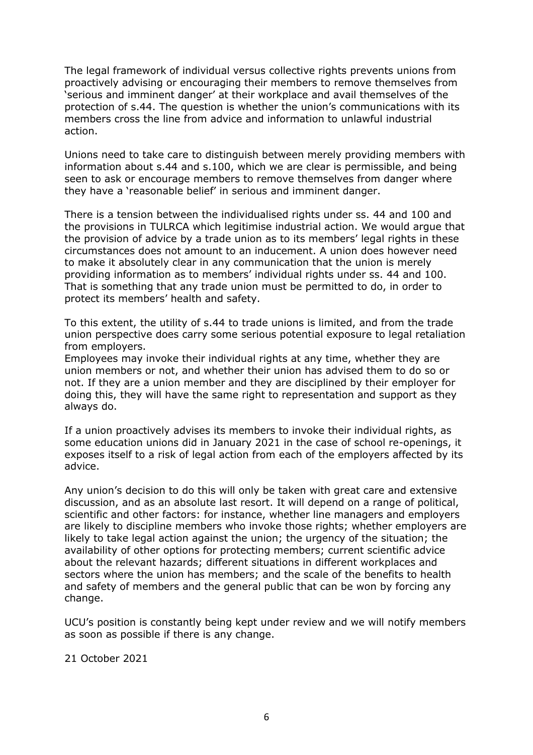The legal framework of individual versus collective rights prevents unions from proactively advising or encouraging their members to remove themselves from 'serious and imminent danger' at their workplace and avail themselves of the protection of s.44. The question is whether the union's communications with its members cross the line from advice and information to unlawful industrial action.

Unions need to take care to distinguish between merely providing members with information about s.44 and s.100, which we are clear is permissible, and being seen to ask or encourage members to remove themselves from danger where they have a 'reasonable belief' in serious and imminent danger.

There is a tension between the individualised rights under ss. 44 and 100 and the provisions in TULRCA which legitimise industrial action. We would argue that the provision of advice by a trade union as to its members' legal rights in these circumstances does not amount to an inducement. A union does however need to make it absolutely clear in any communication that the union is merely providing information as to members' individual rights under ss. 44 and 100. That is something that any trade union must be permitted to do, in order to protect its members' health and safety.

To this extent, the utility of s.44 to trade unions is limited, and from the trade union perspective does carry some serious potential exposure to legal retaliation from employers.

Employees may invoke their individual rights at any time, whether they are union members or not, and whether their union has advised them to do so or not. If they are a union member and they are disciplined by their employer for doing this, they will have the same right to representation and support as they always do.

If a union proactively advises its members to invoke their individual rights, as some education unions did in January 2021 in the case of school re-openings, it exposes itself to a risk of legal action from each of the employers affected by its advice.

Any union's decision to do this will only be taken with great care and extensive discussion, and as an absolute last resort. It will depend on a range of political, scientific and other factors: for instance, whether line managers and employers are likely to discipline members who invoke those rights; whether employers are likely to take legal action against the union; the urgency of the situation; the availability of other options for protecting members; current scientific advice about the relevant hazards; different situations in different workplaces and sectors where the union has members; and the scale of the benefits to health and safety of members and the general public that can be won by forcing any change.

UCU's position is constantly being kept under review and we will notify members as soon as possible if there is any change.

21 October 2021